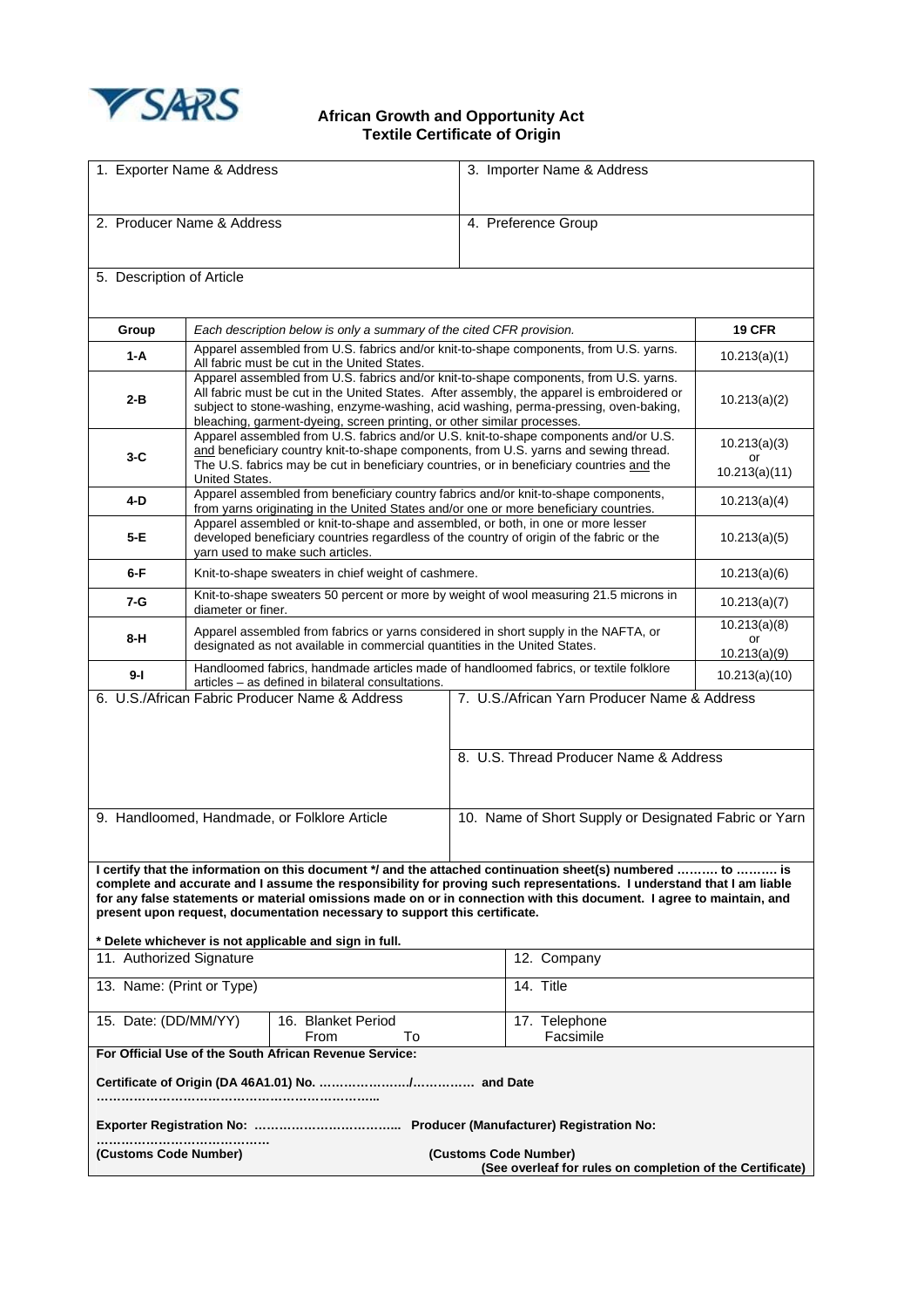SARS

# African Growth and Opportunity Act
## Textile Certificate of Origin

| 1. Exporter Name & Address | 3. Importer Name & Address |
|---|---|
| 2. Producer Name & Address | 4. Preference Group |

5. Description of Article

| Group | *Each description below is only a summary of the cited CFR provision.* | 19 CFR |
|---|---|---|
| 1-A | Apparel assembled from U.S. fabrics and/or knit-to-shape components, from U.S. yarns. All fabric must be cut in the United States. | 10.213(a)(1) |
| 2-B | Apparel assembled from U.S. fabrics and/or knit-to-shape components, from U.S. yarns. All fabric must be cut in the United States. After assembly, the apparel is embroidered or subject to stone-washing, enzyme-washing, acid washing, perma-pressing, oven-baking, bleaching, garment-dyeing, screen printing, or other similar processes. | 10.213(a)(2) |
| 3-C | Apparel assembled from U.S. fabrics and/or U.S. knit-to-shape components and/or U.S. and beneficiary country knit-to-shape components, from U.S. yarns and sewing thread. The U.S. fabrics may be cut in beneficiary countries, or in beneficiary countries and the United States. | 10.213(a)(3) or 10.213(a)(11) |
| 4-D | Apparel assembled from beneficiary country fabrics and/or knit-to-shape components, from yarns originating in the United States and/or one or more beneficiary countries. | 10.213(a)(4) |
| 5-E | Apparel assembled or knit-to-shape and assembled, or both, in one or more lesser developed beneficiary countries regardless of the country of origin of the fabric or the yarn used to make such articles. | 10.213(a)(5) |
| 6-F | Knit-to-shape sweaters in chief weight of cashmere. | 10.213(a)(6) |
| 7-G | Knit-to-shape sweaters 50 percent or more by weight of wool measuring 21.5 microns in diameter or finer. | 10.213(a)(7) |
| 8-H | Apparel assembled from fabrics or yarns considered in short supply in the NAFTA, or designated as not available in commercial quantities in the United States. | 10.213(a)(8) or 10.213(a)(9) |
| 9-I | Handloomed fabrics, handmade articles made of handloomed fabrics, or textile folklore articles – as defined in bilateral consultations. | 10.213(a)(10) |

| 6. U.S./African Fabric Producer Name & Address | 7. U.S./African Yarn Producer Name & Address |
|---|---|
| | 8. U.S. Thread Producer Name & Address |
| 9. Handloomed, Handmade, or Folklore Article | 10. Name of Short Supply or Designated Fabric or Yarn |

**I certify that the information on this document \*/ and the attached continuation sheet(s) numbered ………. to ………. is complete and accurate and I assume the responsibility for proving such representations. I understand that I am liable for any false statements or material omissions made on or in connection with this document. I agree to maintain, and present upon request, documentation necessary to support this certificate.**

**\* Delete whichever is not applicable and sign in full.**

| 11. Authorized Signature | | 12. Company |
|---|---|---|
| 13. Name: (Print or Type) | | 14. Title |
| 15. Date: (DD/MM/YY) | 16. Blanket Period From To | 17. Telephone Facsimile |

**For Official Use of the South African Revenue Service:**

**Certificate of Origin (DA 46A1.01) No. …………………/…………… and Date …………………………………………………………..**

**Exporter Registration No: …………………………….. Producer (Manufacturer) Registration No: ……………………………………**

**(Customs Code Number) (Customs Code Number)**

**(See overleaf for rules on completion of the Certificate)**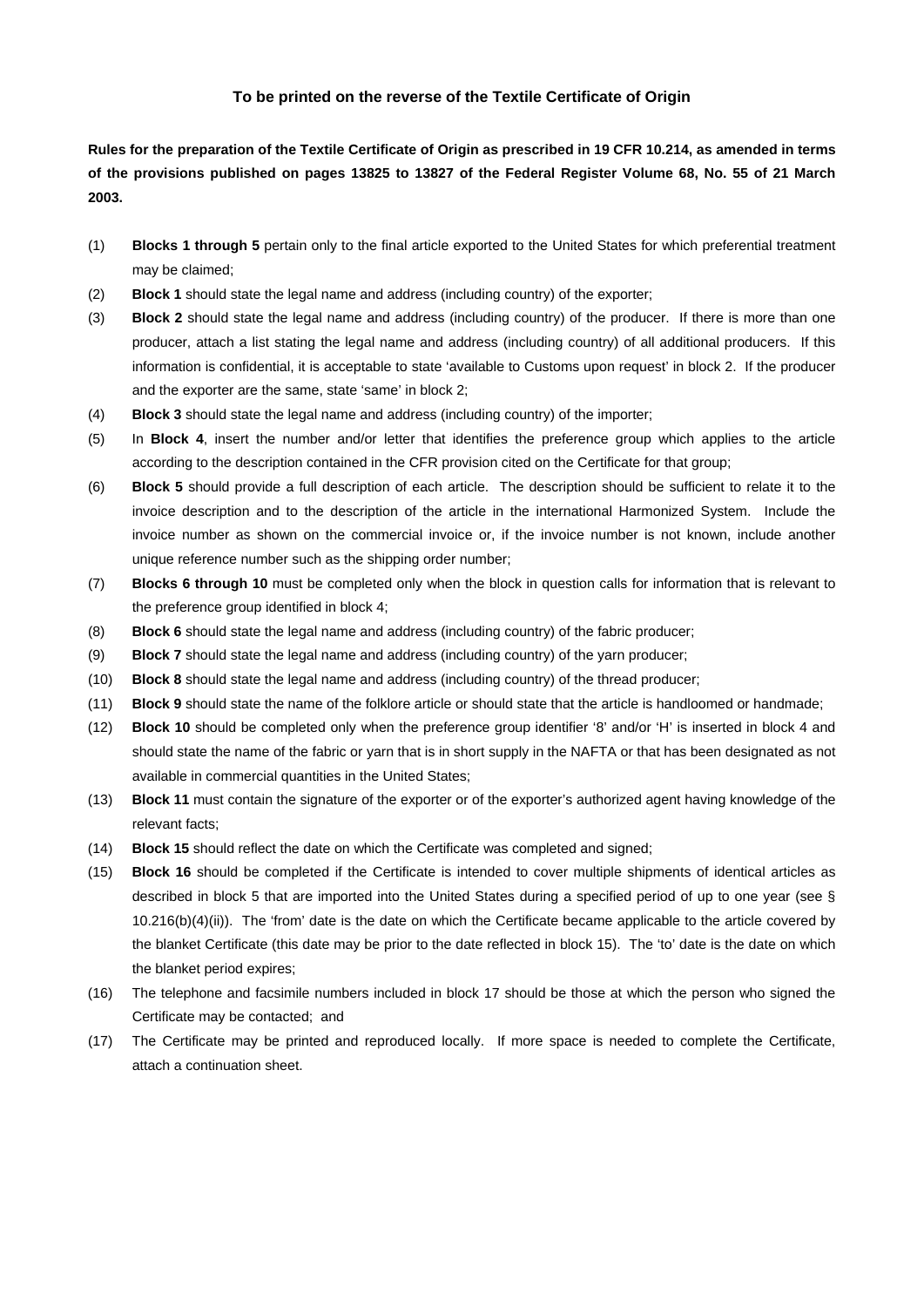**To be printed on the reverse of the Textile Certificate of Origin**

**Rules for the preparation of the Textile Certificate of Origin as prescribed in 19 CFR 10.214, as amended in terms of the provisions published on pages 13825 to 13827 of the Federal Register Volume 68, No. 55 of 21 March 2003.**

(1) **Blocks 1 through 5** pertain only to the final article exported to the United States for which preferential treatment may be claimed;

(2) **Block 1** should state the legal name and address (including country) of the exporter;

(3) **Block 2** should state the legal name and address (including country) of the producer. If there is more than one producer, attach a list stating the legal name and address (including country) of all additional producers. If this information is confidential, it is acceptable to state 'available to Customs upon request' in block 2. If the producer and the exporter are the same, state 'same' in block 2;

(4) **Block 3** should state the legal name and address (including country) of the importer;

(5) In **Block 4**, insert the number and/or letter that identifies the preference group which applies to the article according to the description contained in the CFR provision cited on the Certificate for that group;

(6) **Block 5** should provide a full description of each article. The description should be sufficient to relate it to the invoice description and to the description of the article in the international Harmonized System. Include the invoice number as shown on the commercial invoice or, if the invoice number is not known, include another unique reference number such as the shipping order number;

(7) **Blocks 6 through 10** must be completed only when the block in question calls for information that is relevant to the preference group identified in block 4;

(8) **Block 6** should state the legal name and address (including country) of the fabric producer;

(9) **Block 7** should state the legal name and address (including country) of the yarn producer;

(10) **Block 8** should state the legal name and address (including country) of the thread producer;

(11) **Block 9** should state the name of the folklore article or should state that the article is handloomed or handmade;

(12) **Block 10** should be completed only when the preference group identifier '8' and/or 'H' is inserted in block 4 and should state the name of the fabric or yarn that is in short supply in the NAFTA or that has been designated as not available in commercial quantities in the United States;

(13) **Block 11** must contain the signature of the exporter or of the exporter's authorized agent having knowledge of the relevant facts;

(14) **Block 15** should reflect the date on which the Certificate was completed and signed;

(15) **Block 16** should be completed if the Certificate is intended to cover multiple shipments of identical articles as described in block 5 that are imported into the United States during a specified period of up to one year (see § 10.216(b)(4)(ii)). The 'from' date is the date on which the Certificate became applicable to the article covered by the blanket Certificate (this date may be prior to the date reflected in block 15). The 'to' date is the date on which the blanket period expires;

(16) The telephone and facsimile numbers included in block 17 should be those at which the person who signed the Certificate may be contacted; and

(17) The Certificate may be printed and reproduced locally. If more space is needed to complete the Certificate, attach a continuation sheet.